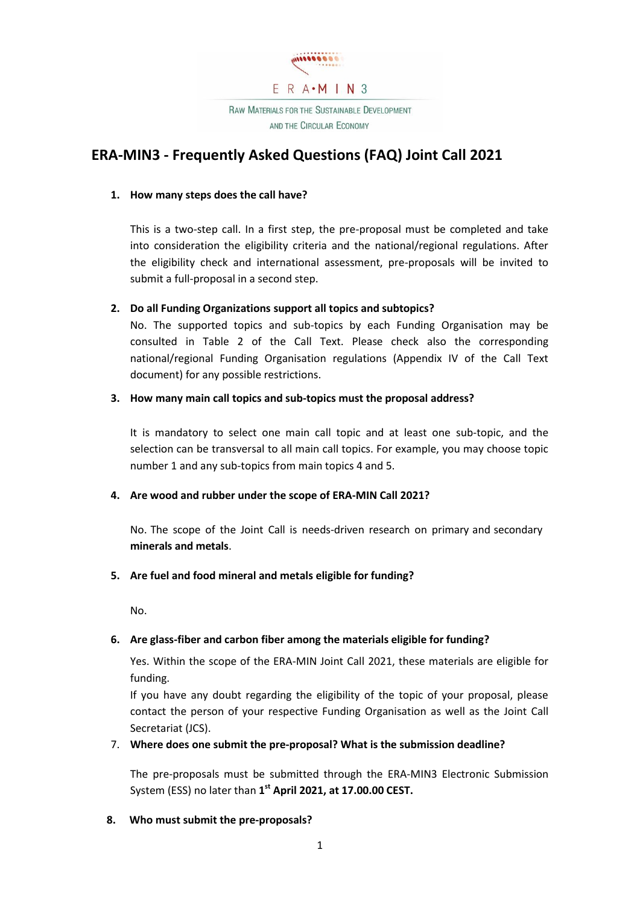ERA-MIN3

RAW MATERIALS FOR THE SUSTAINABLE DEVELOPMENT AND THE CIRCULAR ECONOMY

# ERA-MIN3 - Frequently Asked Questions (FAQ) Joint Call 2021

1. **How many steps does the call have?**

   This is a two-step call. In a first step, the pre-proposal must be completed and take into consideration the eligibility criteria and the national/regional regulations. After the eligibility check and international assessment, pre-proposals will be invited to submit a full-proposal in a second step.

2. **Do all Funding Organizations support all topics and subtopics?**

   No. The supported topics and sub-topics by each Funding Organisation may be consulted in Table 2 of the Call Text. Please check also the corresponding national/regional Funding Organisation regulations (Appendix IV of the Call Text document) for any possible restrictions.

3. **How many main call topics and sub-topics must the proposal address?**

   It is mandatory to select one main call topic and at least one sub-topic, and the selection can be transversal to all main call topics. For example, you may choose topic number 1 and any sub-topics from main topics 4 and 5.

4. **Are wood and rubber under the scope of ERA-MIN Call 2021?**

   No. The scope of the Joint Call is needs-driven research on primary and secondary **minerals and metals**.

5. **Are fuel and food mineral and metals eligible for funding?**

   No.

6. **Are glass-fiber and carbon fiber among the materials eligible for funding?**

   Yes. Within the scope of the ERA-MIN Joint Call 2021, these materials are eligible for funding.
   If you have any doubt regarding the eligibility of the topic of your proposal, please contact the person of your respective Funding Organisation as well as the Joint Call Secretariat (JCS).

7. **Where does one submit the pre-proposal? What is the submission deadline?**

   The pre-proposals must be submitted through the ERA-MIN3 Electronic Submission System (ESS) no later than **1st April 2021, at 17.00.00 CEST.**

8. **Who must submit the pre-proposals?**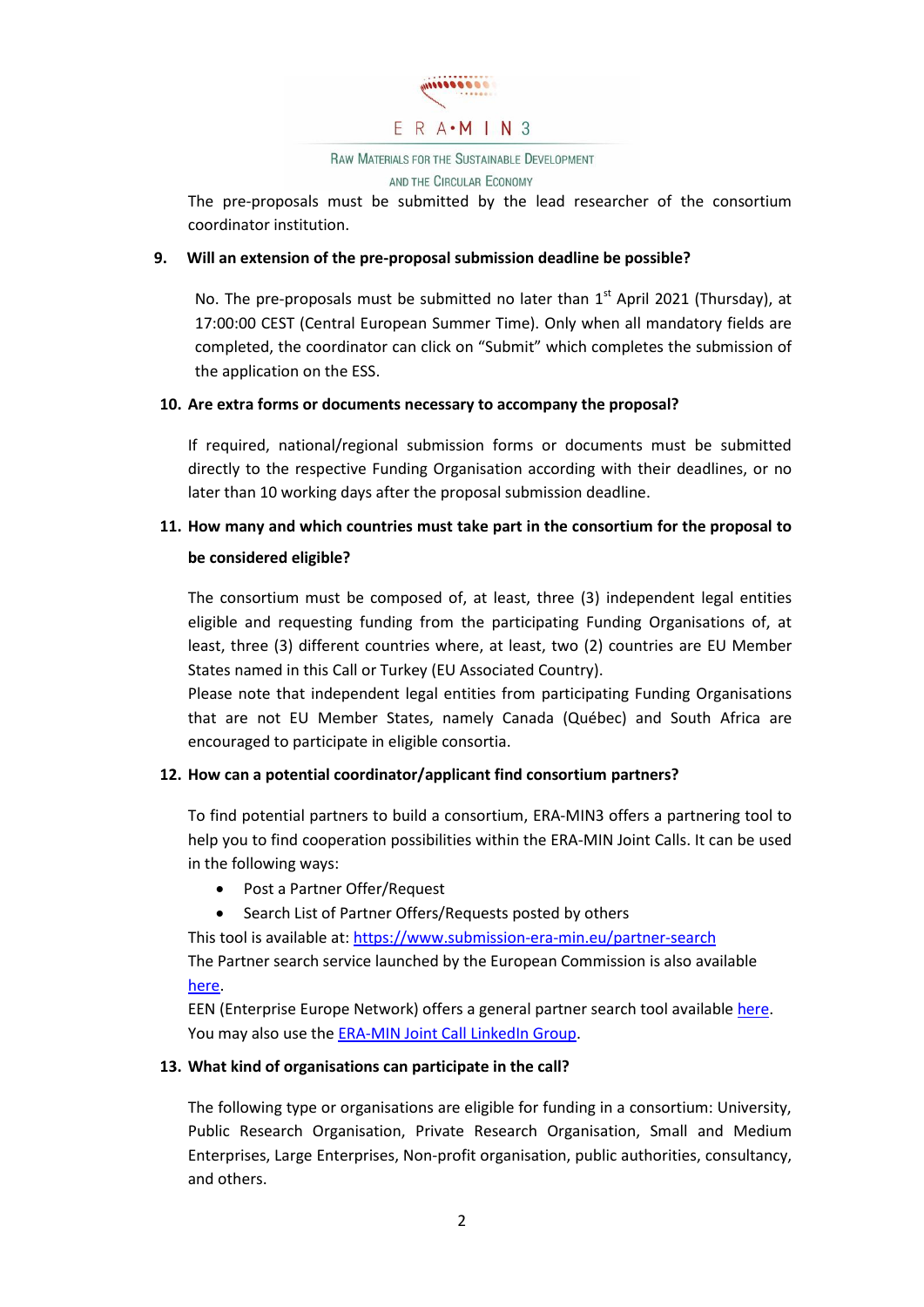The pre-proposals must be submitted by the lead researcher of the consortium coordinator institution.

**9. Will an extension of the pre-proposal submission deadline be possible?**

No. The pre-proposals must be submitted no later than 1st April 2021 (Thursday), at 17:00:00 CEST (Central European Summer Time). Only when all mandatory fields are completed, the coordinator can click on "Submit" which completes the submission of the application on the ESS.

**10. Are extra forms or documents necessary to accompany the proposal?**

If required, national/regional submission forms or documents must be submitted directly to the respective Funding Organisation according with their deadlines, or no later than 10 working days after the proposal submission deadline.

**11. How many and which countries must take part in the consortium for the proposal to be considered eligible?**

The consortium must be composed of, at least, three (3) independent legal entities eligible and requesting funding from the participating Funding Organisations of, at least, three (3) different countries where, at least, two (2) countries are EU Member States named in this Call or Turkey (EU Associated Country).

Please note that independent legal entities from participating Funding Organisations that are not EU Member States, namely Canada (Québec) and South Africa are encouraged to participate in eligible consortia.

**12. How can a potential coordinator/applicant find consortium partners?**

To find potential partners to build a consortium, ERA-MIN3 offers a partnering tool to help you to find cooperation possibilities within the ERA-MIN Joint Calls. It can be used in the following ways:

- Post a Partner Offer/Request
- Search List of Partner Offers/Requests posted by others

This tool is available at: https://www.submission-era-min.eu/partner-search

The Partner search service launched by the European Commission is also available here.

EEN (Enterprise Europe Network) offers a general partner search tool available here.

You may also use the ERA-MIN Joint Call LinkedIn Group.

**13. What kind of organisations can participate in the call?**

The following type or organisations are eligible for funding in a consortium: University, Public Research Organisation, Private Research Organisation, Small and Medium Enterprises, Large Enterprises, Non-profit organisation, public authorities, consultancy, and others.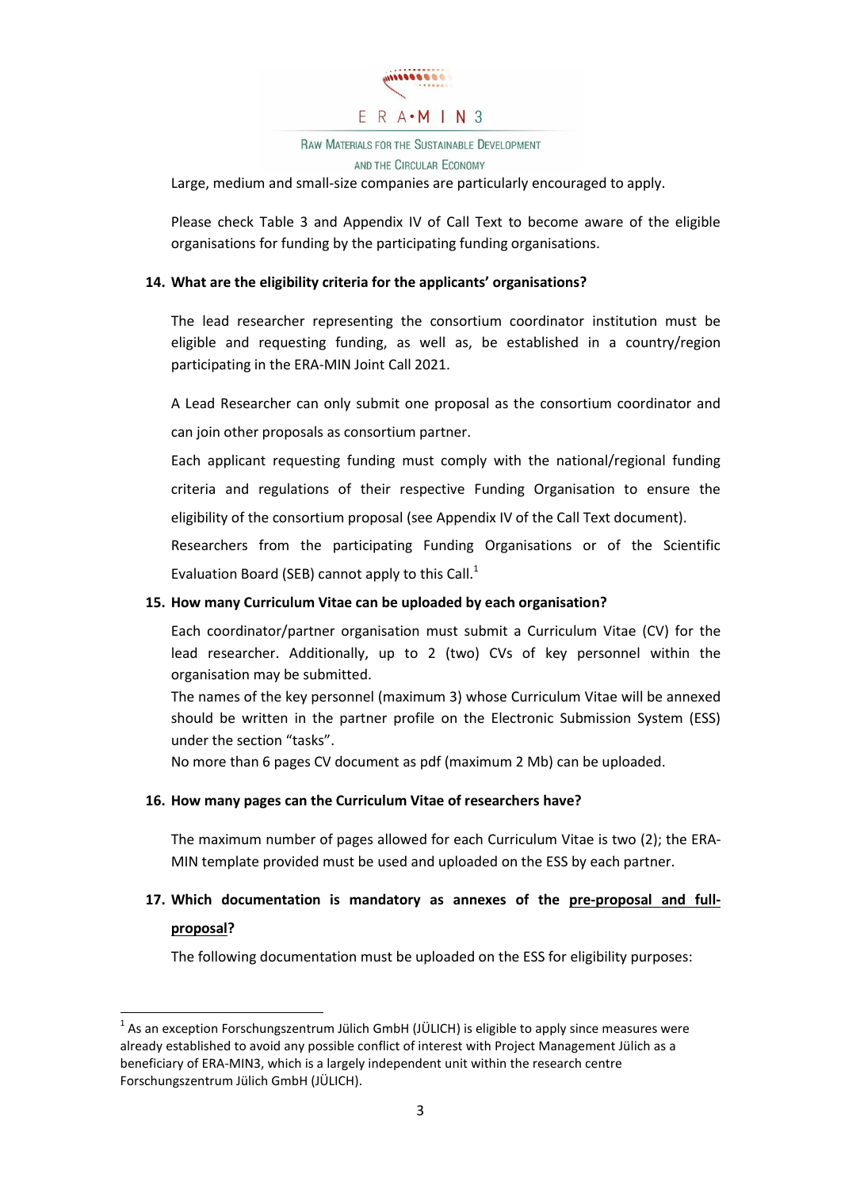Large, medium and small-size companies are particularly encouraged to apply.

Please check Table 3 and Appendix IV of Call Text to become aware of the eligible organisations for funding by the participating funding organisations.

**14. What are the eligibility criteria for the applicants' organisations?**

The lead researcher representing the consortium coordinator institution must be eligible and requesting funding, as well as, be established in a country/region participating in the ERA-MIN Joint Call 2021.

A Lead Researcher can only submit one proposal as the consortium coordinator and can join other proposals as consortium partner.

Each applicant requesting funding must comply with the national/regional funding criteria and regulations of their respective Funding Organisation to ensure the eligibility of the consortium proposal (see Appendix IV of the Call Text document).

Researchers from the participating Funding Organisations or of the Scientific Evaluation Board (SEB) cannot apply to this Call.[1]

**15. How many Curriculum Vitae can be uploaded by each organisation?**

Each coordinator/partner organisation must submit a Curriculum Vitae (CV) for the lead researcher. Additionally, up to 2 (two) CVs of key personnel within the organisation may be submitted.

The names of the key personnel (maximum 3) whose Curriculum Vitae will be annexed should be written in the partner profile on the Electronic Submission System (ESS) under the section "tasks".

No more than 6 pages CV document as pdf (maximum 2 Mb) can be uploaded.

**16. How many pages can the Curriculum Vitae of researchers have?**

The maximum number of pages allowed for each Curriculum Vitae is two (2); the ERA-MIN template provided must be used and uploaded on the ESS by each partner.

**17. Which documentation is mandatory as annexes of the <u>pre-proposal and full-proposal</u>?**

The following documentation must be uploaded on the ESS for eligibility purposes:

---

[1] As an exception Forschungszentrum Jülich GmbH (JÜLICH) is eligible to apply since measures were already established to avoid any possible conflict of interest with Project Management Jülich as a beneficiary of ERA-MIN3, which is a largely independent unit within the research centre Forschungszentrum Jülich GmbH (JÜLICH).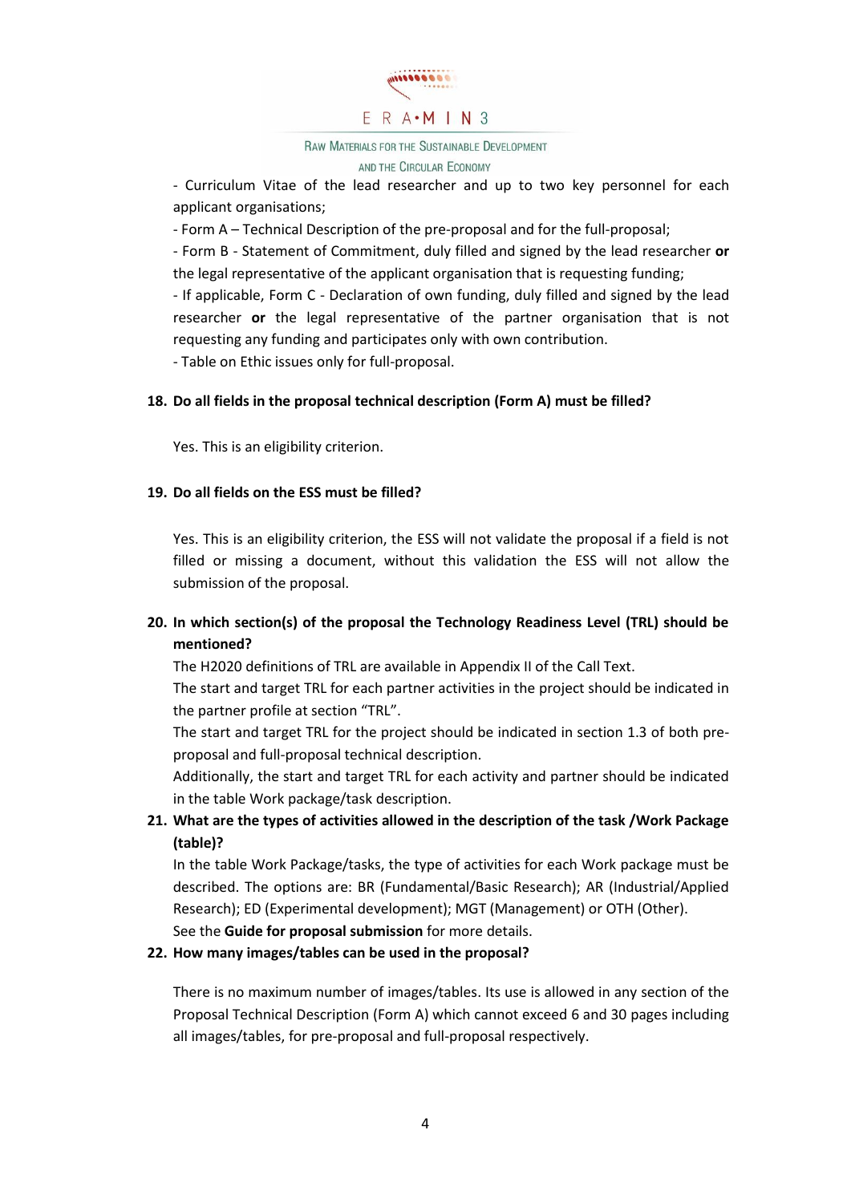- Curriculum Vitae of the lead researcher and up to two key personnel for each applicant organisations;

- Form A – Technical Description of the pre-proposal and for the full-proposal;

- Form B - Statement of Commitment, duly filled and signed by the lead researcher **or** the legal representative of the applicant organisation that is requesting funding;

- If applicable, Form C - Declaration of own funding, duly filled and signed by the lead researcher **or** the legal representative of the partner organisation that is not requesting any funding and participates only with own contribution.

- Table on Ethic issues only for full-proposal.

**18. Do all fields in the proposal technical description (Form A) must be filled?**

Yes. This is an eligibility criterion.

**19. Do all fields on the ESS must be filled?**

Yes. This is an eligibility criterion, the ESS will not validate the proposal if a field is not filled or missing a document, without this validation the ESS will not allow the submission of the proposal.

**20. In which section(s) of the proposal the Technology Readiness Level (TRL) should be mentioned?**

The H2020 definitions of TRL are available in Appendix II of the Call Text.

The start and target TRL for each partner activities in the project should be indicated in the partner profile at section "TRL".

The start and target TRL for the project should be indicated in section 1.3 of both pre-proposal and full-proposal technical description.

Additionally, the start and target TRL for each activity and partner should be indicated in the table Work package/task description.

**21. What are the types of activities allowed in the description of the task /Work Package (table)?**

In the table Work Package/tasks, the type of activities for each Work package must be described. The options are: BR (Fundamental/Basic Research); AR (Industrial/Applied Research); ED (Experimental development); MGT (Management) or OTH (Other).

See the **Guide for proposal submission** for more details.

**22. How many images/tables can be used in the proposal?**

There is no maximum number of images/tables. Its use is allowed in any section of the Proposal Technical Description (Form A) which cannot exceed 6 and 30 pages including all images/tables, for pre-proposal and full-proposal respectively.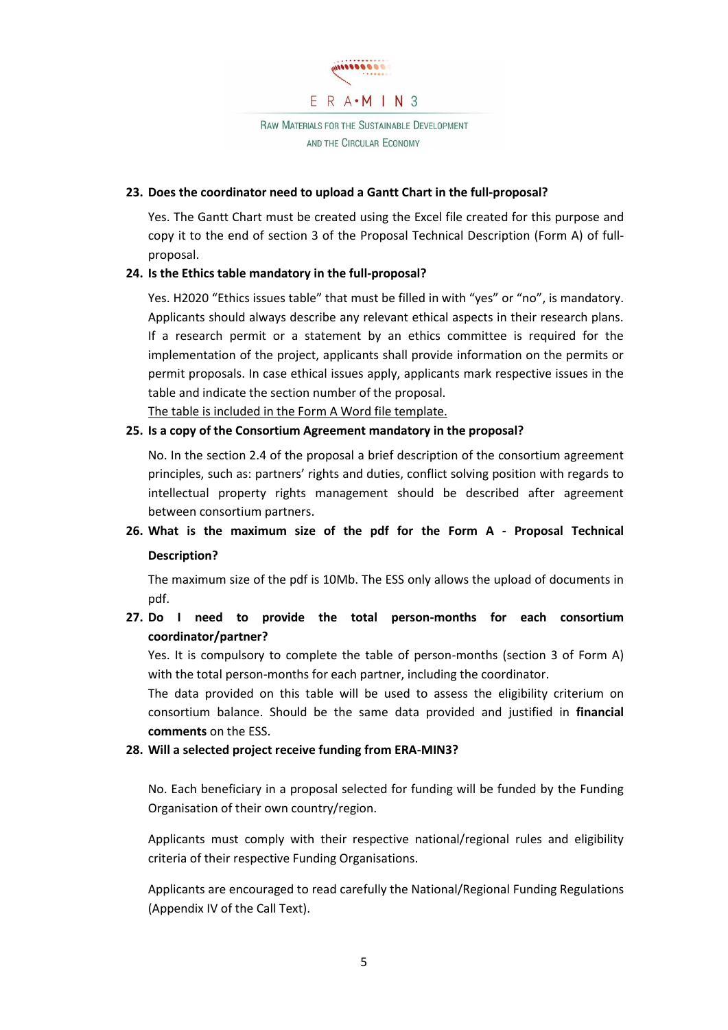**23. Does the coordinator need to upload a Gantt Chart in the full-proposal?**

Yes. The Gantt Chart must be created using the Excel file created for this purpose and copy it to the end of section 3 of the Proposal Technical Description (Form A) of full-proposal.

**24. Is the Ethics table mandatory in the full-proposal?**

Yes. H2020 "Ethics issues table" that must be filled in with "yes" or "no", is mandatory. Applicants should always describe any relevant ethical aspects in their research plans. If a research permit or a statement by an ethics committee is required for the implementation of the project, applicants shall provide information on the permits or permit proposals. In case ethical issues apply, applicants mark respective issues in the table and indicate the section number of the proposal.
<u>The table is included in the Form A Word file template.</u>

**25. Is a copy of the Consortium Agreement mandatory in the proposal?**

No. In the section 2.4 of the proposal a brief description of the consortium agreement principles, such as: partners' rights and duties, conflict solving position with regards to intellectual property rights management should be described after agreement between consortium partners.

**26. What is the maximum size of the pdf for the Form A - Proposal Technical Description?**

The maximum size of the pdf is 10Mb. The ESS only allows the upload of documents in pdf.

**27. Do I need to provide the total person-months for each consortium coordinator/partner?**

Yes. It is compulsory to complete the table of person-months (section 3 of Form A) with the total person-months for each partner, including the coordinator.
The data provided on this table will be used to assess the eligibility criterium on consortium balance. Should be the same data provided and justified in **financial comments** on the ESS.

**28. Will a selected project receive funding from ERA-MIN3?**

No. Each beneficiary in a proposal selected for funding will be funded by the Funding Organisation of their own country/region.

Applicants must comply with their respective national/regional rules and eligibility criteria of their respective Funding Organisations.

Applicants are encouraged to read carefully the National/Regional Funding Regulations (Appendix IV of the Call Text).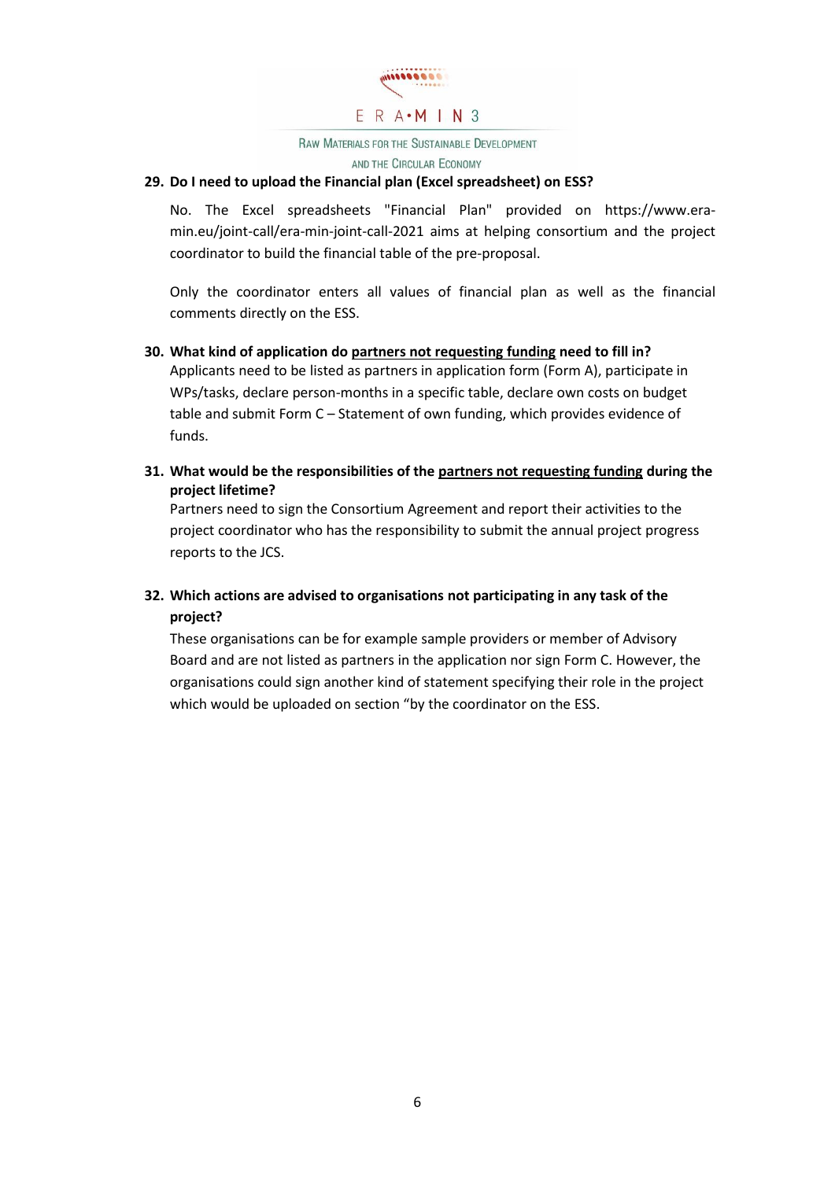**29. Do I need to upload the Financial plan (Excel spreadsheet) on ESS?**

No. The Excel spreadsheets "Financial Plan" provided on https://www.era-min.eu/joint-call/era-min-joint-call-2021 aims at helping consortium and the project coordinator to build the financial table of the pre-proposal.

Only the coordinator enters all values of financial plan as well as the financial comments directly on the ESS.

**30. What kind of application do <u>partners not requesting funding</u> need to fill in?**

Applicants need to be listed as partners in application form (Form A), participate in WPs/tasks, declare person-months in a specific table, declare own costs on budget table and submit Form C – Statement of own funding, which provides evidence of funds.

**31. What would be the responsibilities of the <u>partners not requesting funding</u> during the project lifetime?**

Partners need to sign the Consortium Agreement and report their activities to the project coordinator who has the responsibility to submit the annual project progress reports to the JCS.

**32. Which actions are advised to organisations not participating in any task of the project?**

These organisations can be for example sample providers or member of Advisory Board and are not listed as partners in the application nor sign Form C. However, the organisations could sign another kind of statement specifying their role in the project which would be uploaded on section "by the coordinator on the ESS.